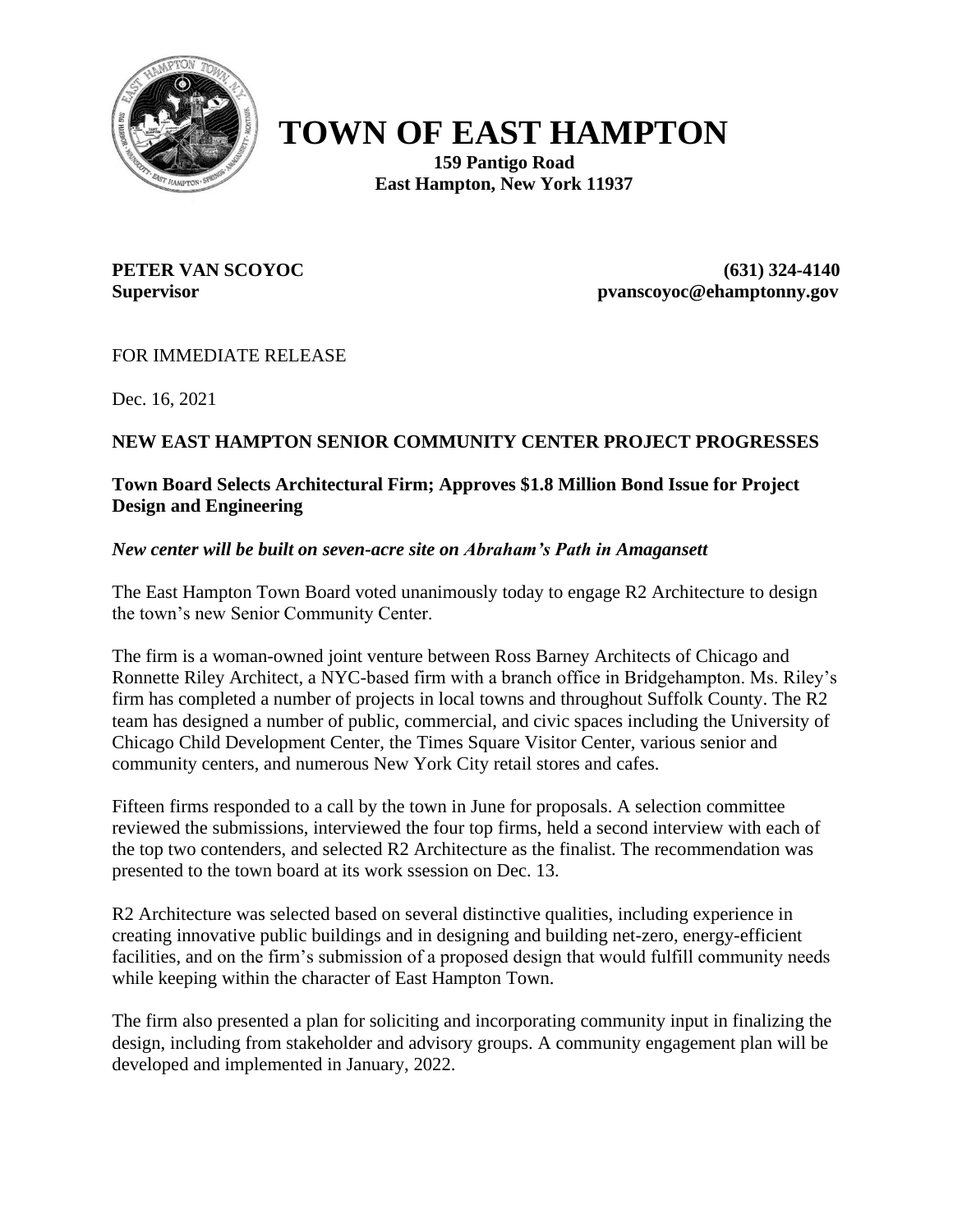# TOWN OF EAST HAMPTON

**159 Pantigo Road**
**East Hampton, New York 11937**

**PETER VAN SCOYOC** **(631) 324-4140**
**Supervisor** **pvanscoyoc@ehamptonny.gov**

FOR IMMEDIATE RELEASE

Dec. 16, 2021

**NEW EAST HAMPTON SENIOR COMMUNITY CENTER PROJECT PROGRESSES**

**Town Board Selects Architectural Firm; Approves $1.8 Million Bond Issue for Project Design and Engineering**

***New center will be built on seven-acre site on Abraham's Path in Amagansett***

The East Hampton Town Board voted unanimously today to engage R2 Architecture to design the town's new Senior Community Center.

The firm is a woman-owned joint venture between Ross Barney Architects of Chicago and Ronnette Riley Architect, a NYC-based firm with a branch office in Bridgehampton. Ms. Riley's firm has completed a number of projects in local towns and throughout Suffolk County. The R2 team has designed a number of public, commercial, and civic spaces including the University of Chicago Child Development Center, the Times Square Visitor Center, various senior and community centers, and numerous New York City retail stores and cafes.

Fifteen firms responded to a call by the town in June for proposals. A selection committee reviewed the submissions, interviewed the four top firms, held a second interview with each of the top two contenders, and selected R2 Architecture as the finalist. The recommendation was presented to the town board at its work ssession on Dec. 13.

R2 Architecture was selected based on several distinctive qualities, including experience in creating innovative public buildings and in designing and building net-zero, energy-efficient facilities, and on the firm's submission of a proposed design that would fulfill community needs while keeping within the character of East Hampton Town.

The firm also presented a plan for soliciting and incorporating community input in finalizing the design, including from stakeholder and advisory groups. A community engagement plan will be developed and implemented in January, 2022.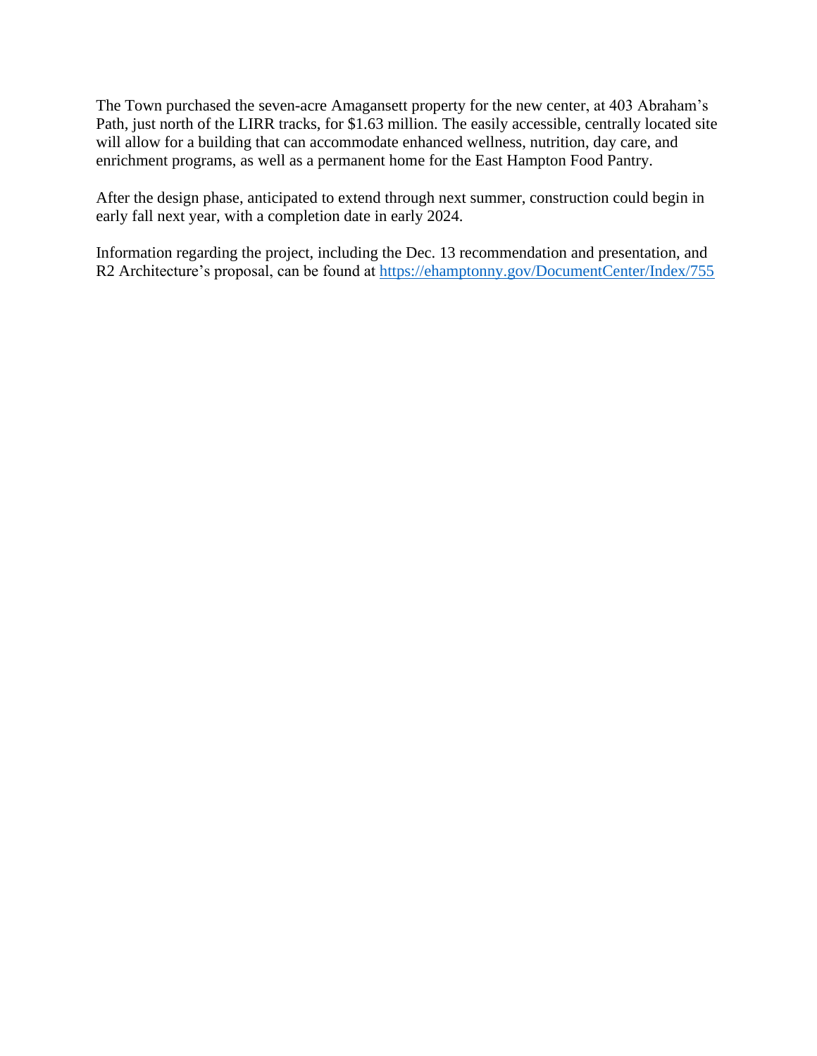The Town purchased the seven-acre Amagansett property for the new center, at 403 Abraham's Path, just north of the LIRR tracks, for $1.63 million. The easily accessible, centrally located site will allow for a building that can accommodate enhanced wellness, nutrition, day care, and enrichment programs, as well as a permanent home for the East Hampton Food Pantry.

After the design phase, anticipated to extend through next summer, construction could begin in early fall next year, with a completion date in early 2024.

Information regarding the project, including the Dec. 13 recommendation and presentation, and R2 Architecture's proposal, can be found at https://ehamptonny.gov/DocumentCenter/Index/755